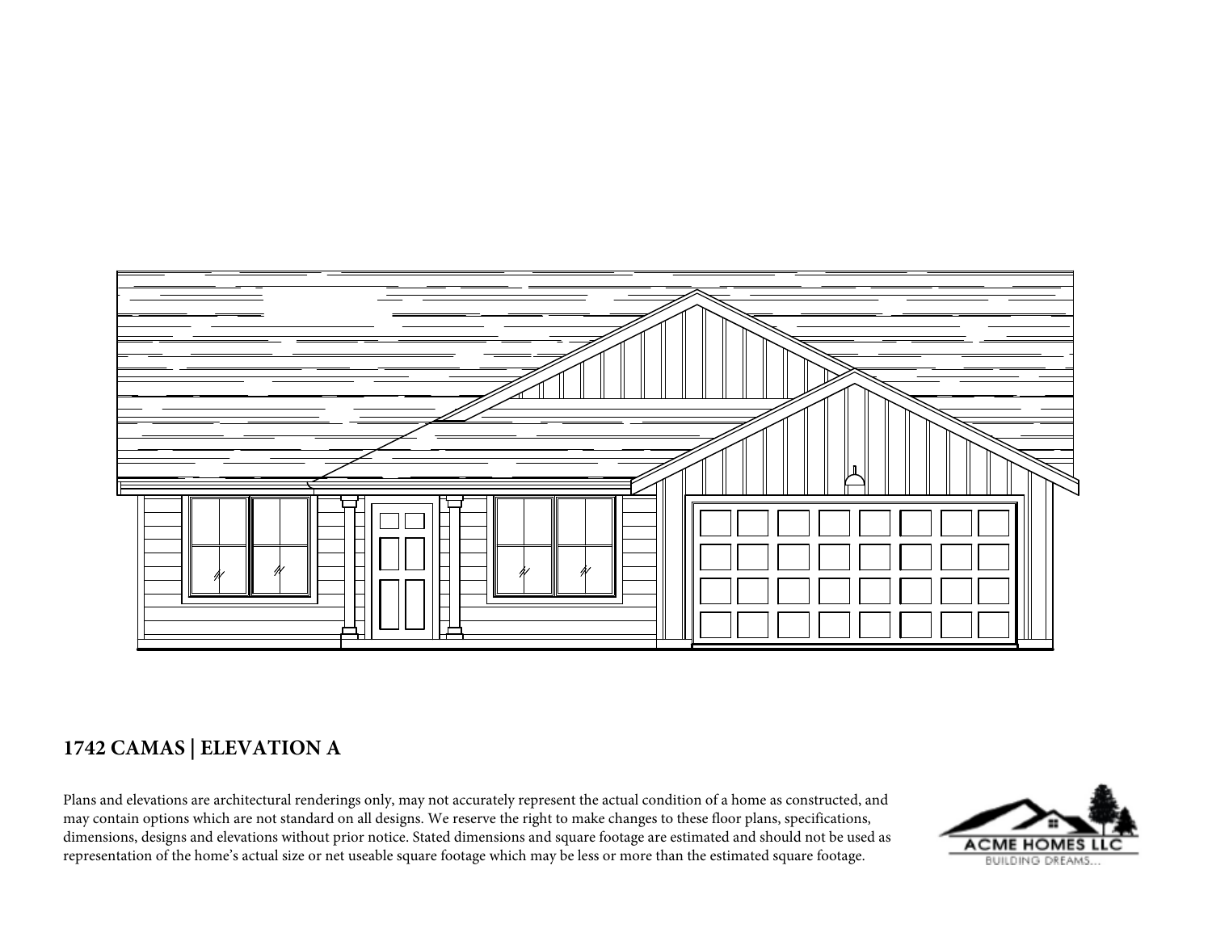## 1742 CAMAS | ELEVATION A

Plans and elevations are architectural renderings only, may not accurately represent the actual condition of a home as constructed, and may contain options which are not standard on all designs. We reserve the right to make changes to these floor plans, specifications, dimensions, designs and elevations without prior notice. Stated dimensions and square footage are estimated and should not be used as representation of the home's actual size or net useable square footage which may be less or more than the estimated square footage.

ACME HOMES LLC
BUILDING DREAMS...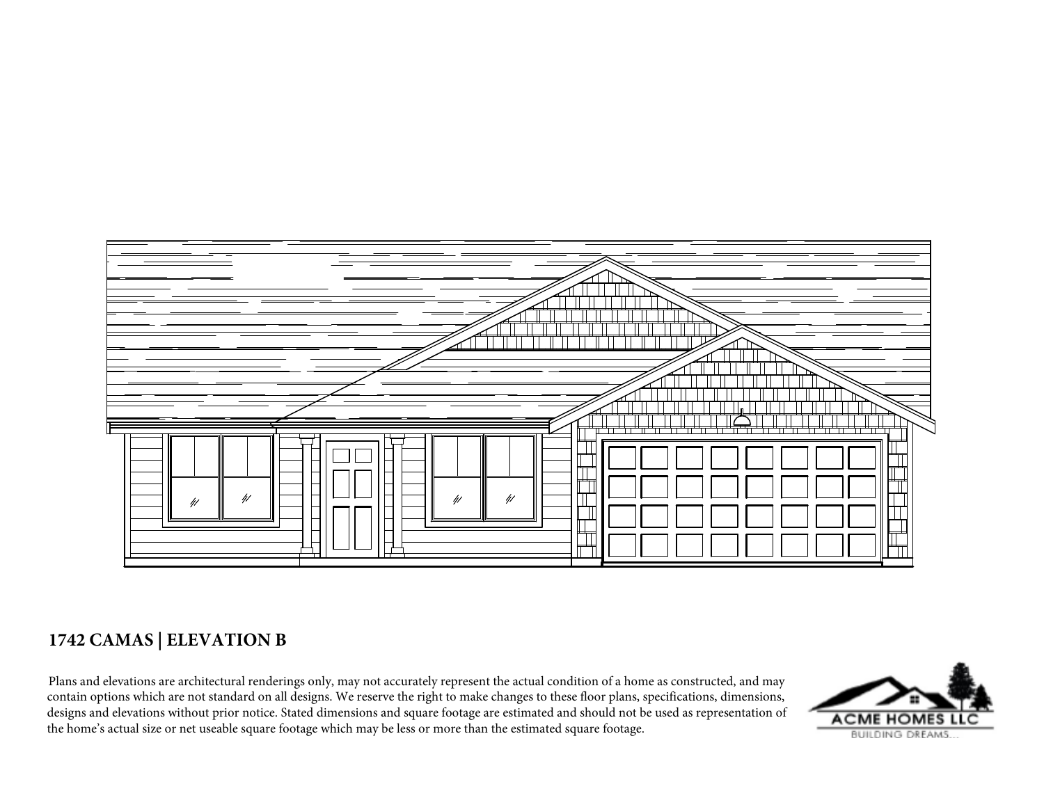**1742 CAMAS | ELEVATION B**

Plans and elevations are architectural renderings only, may not accurately represent the actual condition of a home as constructed, and may contain options which are not standard on all designs. We reserve the right to make changes to these floor plans, specifications, dimensions, designs and elevations without prior notice. Stated dimensions and square footage are estimated and should not be used as representation of the home's actual size or net useable square footage which may be less or more than the estimated square footage.

ACME HOMES LLC

BUILDING DREAMS...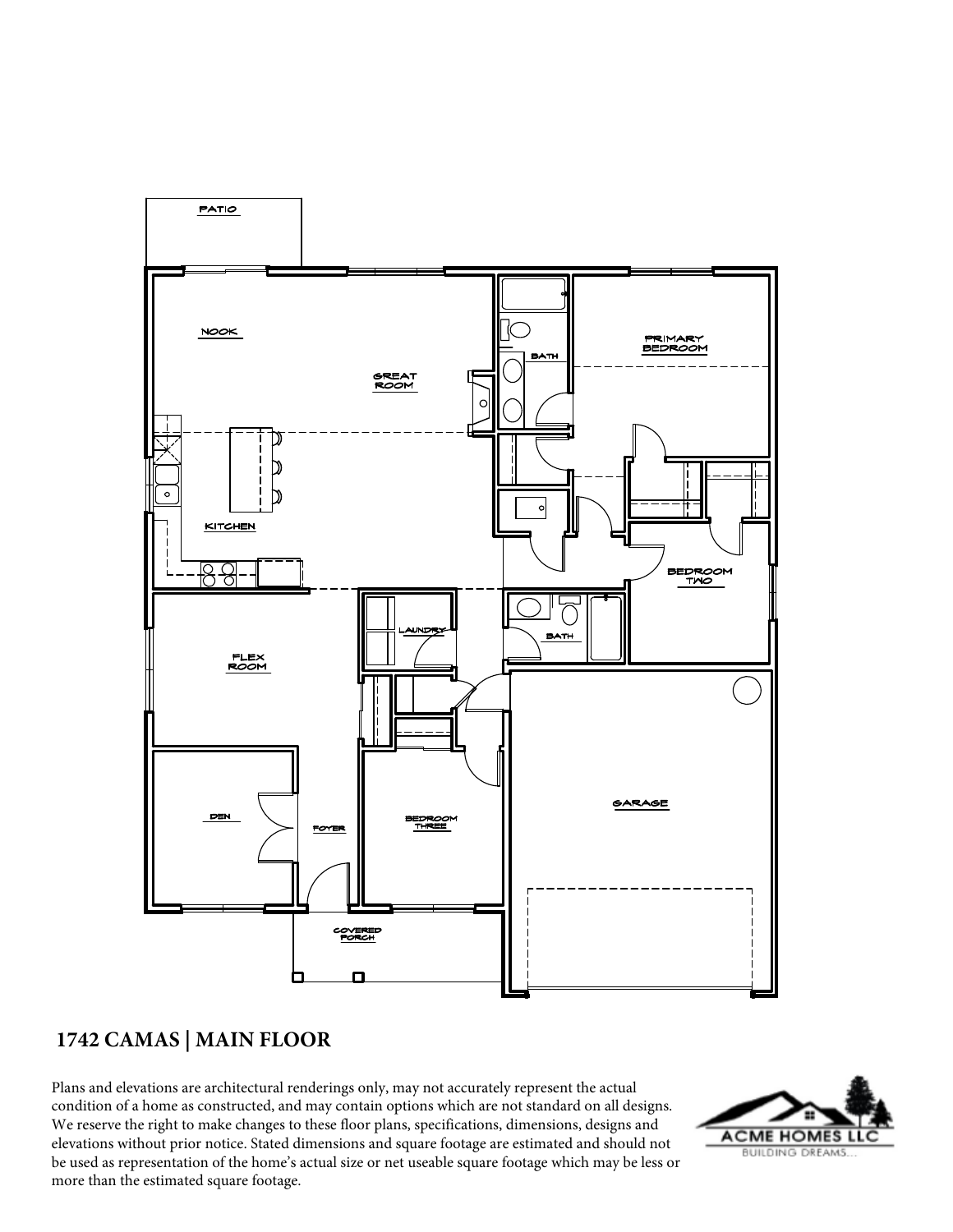PATIO

NOOK

GREAT ROOM

BATH

PRIMARY BEDROOM

KITCHEN

BEDROOM TWO

LAUNDRY

BATH

FLEX ROOM

GARAGE

DEN

FOYER

BEDROOM THREE

COVERED PORCH

## 1742 CAMAS | MAIN FLOOR

Plans and elevations are architectural renderings only, may not accurately represent the actual condition of a home as constructed, and may contain options which are not standard on all designs. We reserve the right to make changes to these floor plans, specifications, dimensions, designs and elevations without prior notice. Stated dimensions and square footage are estimated and should not be used as representation of the home's actual size or net useable square footage which may be less or more than the estimated square footage.

ACME HOMES LLC

BUILDING DREAMS...